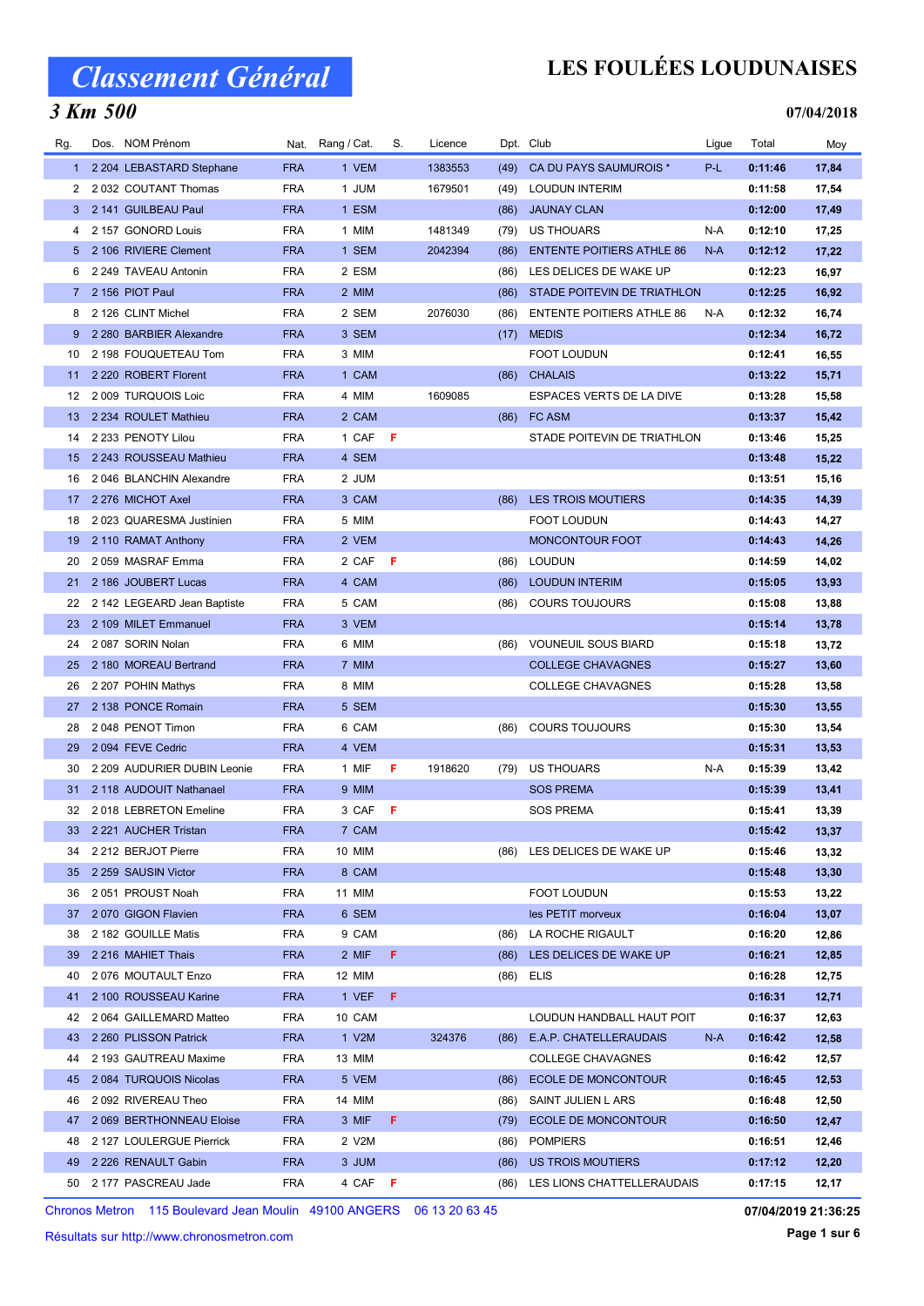# Classement Général

# LES FOULÉES LOUDUNAISES

## 3 Km 500

07/04/2018

| Rg. | Dos. | NOM Prénom | Nat. | Rang / Cat. | S. | Licence | Dpt. | Club | Ligue | Total | Moy |
|---|---|---|---|---|---|---|---|---|---|---|---|
| 1 | 2 204 | LEBASTARD Stephane | FRA | 1 VEM | | 1383553 | (49) | CA DU PAYS SAUMUROIS * | P-L | 0:11:46 | 17,84 |
| 2 | 2 032 | COUTANT Thomas | FRA | 1 JUM | | 1679501 | (49) | LOUDUN INTERIM | | 0:11:58 | 17,54 |
| 3 | 2 141 | GUILBEAU Paul | FRA | 1 ESM | | | (86) | JAUNAY CLAN | | 0:12:00 | 17,49 |
| 4 | 2 157 | GONORD Louis | FRA | 1 MIM | | 1481349 | (79) | US THOUARS | N-A | 0:12:10 | 17,25 |
| 5 | 2 106 | RIVIERE Clement | FRA | 1 SEM | | 2042394 | (86) | ENTENTE POITIERS ATHLE 86 | N-A | 0:12:12 | 17,22 |
| 6 | 2 249 | TAVEAU Antonin | FRA | 2 ESM | | | (86) | LES DELICES DE WAKE UP | | 0:12:23 | 16,97 |
| 7 | 2 156 | PIOT Paul | FRA | 2 MIM | | | (86) | STADE POITEVIN DE TRIATHLON | | 0:12:25 | 16,92 |
| 8 | 2 126 | CLINT Michel | FRA | 2 SEM | | 2076030 | (86) | ENTENTE POITIERS ATHLE 86 | N-A | 0:12:32 | 16,74 |
| 9 | 2 280 | BARBIER Alexandre | FRA | 3 SEM | | | (17) | MEDIS | | 0:12:34 | 16,72 |
| 10 | 2 198 | FOUQUETEAU Tom | FRA | 3 MIM | | | | FOOT LOUDUN | | 0:12:41 | 16,55 |
| 11 | 2 220 | ROBERT Florent | FRA | 1 CAM | | | (86) | CHALAIS | | 0:13:22 | 15,71 |
| 12 | 2 009 | TURQUOIS Loic | FRA | 4 MIM | | 1609085 | | ESPACES VERTS DE LA DIVE | | 0:13:28 | 15,58 |
| 13 | 2 234 | ROULET Mathieu | FRA | 2 CAM | | | (86) | FC ASM | | 0:13:37 | 15,42 |
| 14 | 2 233 | PENOTY Lilou | FRA | 1 CAF | F | | | STADE POITEVIN DE TRIATHLON | | 0:13:46 | 15,25 |
| 15 | 2 243 | ROUSSEAU Mathieu | FRA | 4 SEM | | | | | | 0:13:48 | 15,22 |
| 16 | 2 046 | BLANCHIN Alexandre | FRA | 2 JUM | | | | | | 0:13:51 | 15,16 |
| 17 | 2 276 | MICHOT Axel | FRA | 3 CAM | | | (86) | LES TROIS MOUTIERS | | 0:14:35 | 14,39 |
| 18 | 2 023 | QUARESMA Justinien | FRA | 5 MIM | | | | FOOT LOUDUN | | 0:14:43 | 14,27 |
| 19 | 2 110 | RAMAT Anthony | FRA | 2 VEM | | | | MONCONTOUR FOOT | | 0:14:43 | 14,26 |
| 20 | 2 059 | MASRAF Emma | FRA | 2 CAF | F | | (86) | LOUDUN | | 0:14:59 | 14,02 |
| 21 | 2 186 | JOUBERT Lucas | FRA | 4 CAM | | | (86) | LOUDUN INTERIM | | 0:15:05 | 13,93 |
| 22 | 2 142 | LEGEARD Jean Baptiste | FRA | 5 CAM | | | (86) | COURS TOUJOURS | | 0:15:08 | 13,88 |
| 23 | 2 109 | MILET Emmanuel | FRA | 3 VEM | | | | | | 0:15:14 | 13,78 |
| 24 | 2 087 | SORIN Nolan | FRA | 6 MIM | | | (86) | VOUNEUIL SOUS BIARD | | 0:15:18 | 13,72 |
| 25 | 2 180 | MOREAU Bertrand | FRA | 7 MIM | | | | COLLEGE CHAVAGNES | | 0:15:27 | 13,60 |
| 26 | 2 207 | POHIN Mathys | FRA | 8 MIM | | | | COLLEGE CHAVAGNES | | 0:15:28 | 13,58 |
| 27 | 2 138 | PONCE Romain | FRA | 5 SEM | | | | | | 0:15:30 | 13,55 |
| 28 | 2 048 | PENOT Timon | FRA | 6 CAM | | | (86) | COURS TOUJOURS | | 0:15:30 | 13,54 |
| 29 | 2 094 | FEVE Cedric | FRA | 4 VEM | | | | | | 0:15:31 | 13,53 |
| 30 | 2 209 | AUDURIER DUBIN Leonie | FRA | 1 MIF | F | 1918620 | (79) | US THOUARS | N-A | 0:15:39 | 13,42 |
| 31 | 2 118 | AUDOUIT Nathanael | FRA | 9 MIM | | | | SOS PREMA | | 0:15:39 | 13,41 |
| 32 | 2 018 | LEBRETON Emeline | FRA | 3 CAF | F | | | SOS PREMA | | 0:15:41 | 13,39 |
| 33 | 2 221 | AUCHER Tristan | FRA | 7 CAM | | | | | | 0:15:42 | 13,37 |
| 34 | 2 212 | BERJOT Pierre | FRA | 10 MIM | | | (86) | LES DELICES DE WAKE UP | | 0:15:46 | 13,32 |
| 35 | 2 259 | SAUSIN Victor | FRA | 8 CAM | | | | | | 0:15:48 | 13,30 |
| 36 | 2 051 | PROUST Noah | FRA | 11 MIM | | | | FOOT LOUDUN | | 0:15:53 | 13,22 |
| 37 | 2 070 | GIGON Flavien | FRA | 6 SEM | | | | les PETIT morveux | | 0:16:04 | 13,07 |
| 38 | 2 182 | GOUILLE Matis | FRA | 9 CAM | | | (86) | LA ROCHE RIGAULT | | 0:16:20 | 12,86 |
| 39 | 2 216 | MAHIET Thais | FRA | 2 MIF | F | | (86) | LES DELICES DE WAKE UP | | 0:16:21 | 12,85 |
| 40 | 2 076 | MOUTAULT Enzo | FRA | 12 MIM | | | (86) | ELIS | | 0:16:28 | 12,75 |
| 41 | 2 100 | ROUSSEAU Karine | FRA | 1 VEF | F | | | | | 0:16:31 | 12,71 |
| 42 | 2 064 | GAILLEMARD Matteo | FRA | 10 CAM | | | | LOUDUN HANDBALL HAUT POIT | | 0:16:37 | 12,63 |
| 43 | 2 260 | PLISSON Patrick | FRA | 1 V2M | | 324376 | (86) | E.A.P. CHATELLERAUDAIS | N-A | 0:16:42 | 12,58 |
| 44 | 2 193 | GAUTREAU Maxime | FRA | 13 MIM | | | | COLLEGE CHAVAGNES | | 0:16:42 | 12,57 |
| 45 | 2 084 | TURQUOIS Nicolas | FRA | 5 VEM | | | (86) | ECOLE DE MONCONTOUR | | 0:16:45 | 12,53 |
| 46 | 2 092 | RIVEREAU Theo | FRA | 14 MIM | | | (86) | SAINT JULIEN L ARS | | 0:16:48 | 12,50 |
| 47 | 2 069 | BERTHONNEAU Eloise | FRA | 3 MIF | F | | (79) | ECOLE DE MONCONTOUR | | 0:16:50 | 12,47 |
| 48 | 2 127 | LOULERGUE Pierrick | FRA | 2 V2M | | | (86) | POMPIERS | | 0:16:51 | 12,46 |
| 49 | 2 226 | RENAULT Gabin | FRA | 3 JUM | | | (86) | US TROIS MOUTIERS | | 0:17:12 | 12,20 |
| 50 | 2 177 | PASCREAU Jade | FRA | 4 CAF | F | | (86) | LES LIONS CHATTELLERAUDAIS | | 0:17:15 | 12,17 |

Chronos Metron 115 Boulevard Jean Moulin 49100 ANGERS 06 13 20 63 45 — 07/04/2019 21:36:25

Résultats sur http://www.chronosmetron.com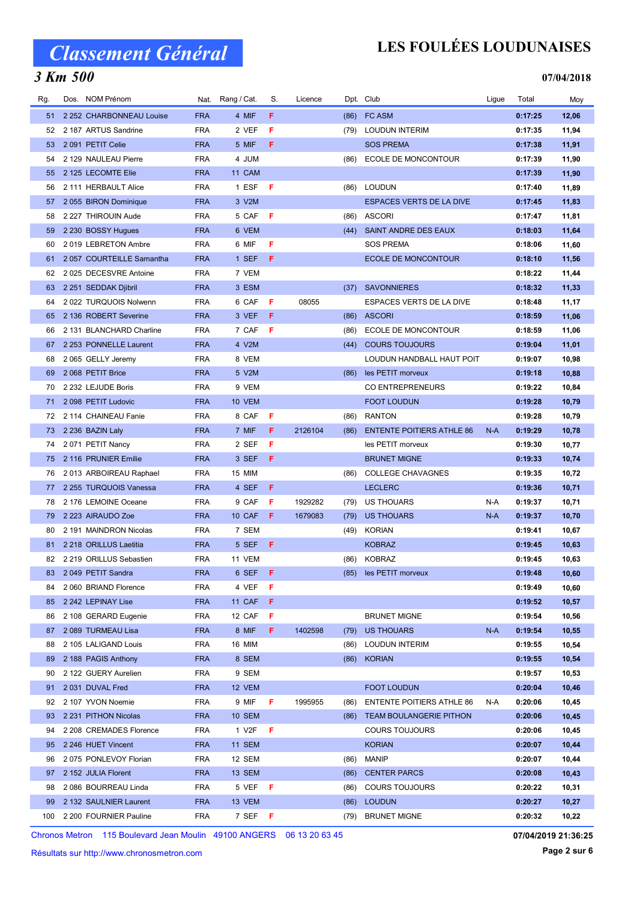# Classement Général

## LES FOULÉES LOUDUNAISES

### 3 Km 500

07/04/2018

| Rg. | Dos. | NOM Prénom | Nat. | Rang / Cat. | S. | Licence | Dpt. | Club | Ligue | Total | Moy |
|---|---|---|---|---|---|---|---|---|---|---|---|
| 51 | 2 252 | CHARBONNEAU Louise | FRA | 4 MIF | F | | (86) | FC ASM | | 0:17:25 | 12,06 |
| 52 | 2 187 | ARTUS Sandrine | FRA | 2 VEF | F | | (79) | LOUDUN INTERIM | | 0:17:35 | 11,94 |
| 53 | 2 091 | PETIT Celie | FRA | 5 MIF | F | | | SOS PREMA | | 0:17:38 | 11,91 |
| 54 | 2 129 | NAULEAU Pierre | FRA | 4 JUM | | | (86) | ECOLE DE MONCONTOUR | | 0:17:39 | 11,90 |
| 55 | 2 125 | LECOMTE Elie | FRA | 11 CAM | | | | | | 0:17:39 | 11,90 |
| 56 | 2 111 | HERBAULT Alice | FRA | 1 ESF | F | | (86) | LOUDUN | | 0:17:40 | 11,89 |
| 57 | 2 055 | BIRON Dominique | FRA | 3 V2M | | | | ESPACES VERTS DE LA DIVE | | 0:17:45 | 11,83 |
| 58 | 2 227 | THIROUIN Aude | FRA | 5 CAF | F | | (86) | ASCORI | | 0:17:47 | 11,81 |
| 59 | 2 230 | BOSSY Hugues | FRA | 6 VEM | | | (44) | SAINT ANDRE DES EAUX | | 0:18:03 | 11,64 |
| 60 | 2 019 | LEBRETON Ambre | FRA | 6 MIF | F | | | SOS PREMA | | 0:18:06 | 11,60 |
| 61 | 2 057 | COURTEILLE Samantha | FRA | 1 SEF | F | | | ECOLE DE MONCONTOUR | | 0:18:10 | 11,56 |
| 62 | 2 025 | DECESVRE Antoine | FRA | 7 VEM | | | | | | 0:18:22 | 11,44 |
| 63 | 2 251 | SEDDAK Djibril | FRA | 3 ESM | | | (37) | SAVONNIERES | | 0:18:32 | 11,33 |
| 64 | 2 022 | TURQUOIS Nolwenn | FRA | 6 CAF | F | 08055 | | ESPACES VERTS DE LA DIVE | | 0:18:48 | 11,17 |
| 65 | 2 136 | ROBERT Severine | FRA | 3 VEF | F | | (86) | ASCORI | | 0:18:59 | 11,06 |
| 66 | 2 131 | BLANCHARD Charline | FRA | 7 CAF | F | | (86) | ECOLE DE MONCONTOUR | | 0:18:59 | 11,06 |
| 67 | 2 253 | PONNELLE Laurent | FRA | 4 V2M | | | (44) | COURS TOUJOURS | | 0:19:04 | 11,01 |
| 68 | 2 065 | GELLY Jeremy | FRA | 8 VEM | | | | LOUDUN HANDBALL HAUT POIT | | 0:19:07 | 10,98 |
| 69 | 2 068 | PETIT Brice | FRA | 5 V2M | | | (86) | les PETIT morveux | | 0:19:18 | 10,88 |
| 70 | 2 232 | LEJUDE Boris | FRA | 9 VEM | | | | CO ENTREPRENEURS | | 0:19:22 | 10,84 |
| 71 | 2 098 | PETIT Ludovic | FRA | 10 VEM | | | | FOOT LOUDUN | | 0:19:28 | 10,79 |
| 72 | 2 114 | CHAINEAU Fanie | FRA | 8 CAF | F | | (86) | RANTON | | 0:19:28 | 10,79 |
| 73 | 2 236 | BAZIN Laly | FRA | 7 MIF | F | 2126104 | (86) | ENTENTE POITIERS ATHLE 86 | N-A | 0:19:29 | 10,78 |
| 74 | 2 071 | PETIT Nancy | FRA | 2 SEF | F | | | les PETIT morveux | | 0:19:30 | 10,77 |
| 75 | 2 116 | PRUNIER Emilie | FRA | 3 SEF | F | | | BRUNET MIGNE | | 0:19:33 | 10,74 |
| 76 | 2 013 | ARBOIREAU Raphael | FRA | 15 MIM | | | (86) | COLLEGE CHAVAGNES | | 0:19:35 | 10,72 |
| 77 | 2 255 | TURQUOIS Vanessa | FRA | 4 SEF | F | | | LECLERC | | 0:19:36 | 10,71 |
| 78 | 2 176 | LEMOINE Oceane | FRA | 9 CAF | F | 1929282 | (79) | US THOUARS | N-A | 0:19:37 | 10,71 |
| 79 | 2 223 | AIRAUDO Zoe | FRA | 10 CAF | F | 1679083 | (79) | US THOUARS | N-A | 0:19:37 | 10,70 |
| 80 | 2 191 | MAINDRON Nicolas | FRA | 7 SEM | | | (49) | KORIAN | | 0:19:41 | 10,67 |
| 81 | 2 218 | ORILLUS Laetitia | FRA | 5 SEF | F | | | KOBRAZ | | 0:19:45 | 10,63 |
| 82 | 2 219 | ORILLUS Sebastien | FRA | 11 VEM | | | (86) | KOBRAZ | | 0:19:45 | 10,63 |
| 83 | 2 049 | PETIT Sandra | FRA | 6 SEF | F | | (85) | les PETIT morveux | | 0:19:48 | 10,60 |
| 84 | 2 060 | BRIAND Florence | FRA | 4 VEF | F | | | | | 0:19:49 | 10,60 |
| 85 | 2 242 | LEPINAY Lise | FRA | 11 CAF | F | | | | | 0:19:52 | 10,57 |
| 86 | 2 108 | GERARD Eugenie | FRA | 12 CAF | F | | | BRUNET MIGNE | | 0:19:54 | 10,56 |
| 87 | 2 089 | TURMEAU Lisa | FRA | 8 MIF | F | 1402598 | (79) | US THOUARS | N-A | 0:19:54 | 10,55 |
| 88 | 2 105 | LALIGAND Louis | FRA | 16 MIM | | | (86) | LOUDUN INTERIM | | 0:19:55 | 10,54 |
| 89 | 2 188 | PAGIS Anthony | FRA | 8 SEM | | | (86) | KORIAN | | 0:19:55 | 10,54 |
| 90 | 2 122 | GUERY Aurelien | FRA | 9 SEM | | | | | | 0:19:57 | 10,53 |
| 91 | 2 031 | DUVAL Fred | FRA | 12 VEM | | | | FOOT LOUDUN | | 0:20:04 | 10,46 |
| 92 | 2 107 | YVON Noemie | FRA | 9 MIF | F | 1995955 | (86) | ENTENTE POITIERS ATHLE 86 | N-A | 0:20:06 | 10,45 |
| 93 | 2 231 | PITHON Nicolas | FRA | 10 SEM | | | (86) | TEAM BOULANGERIE PITHON | | 0:20:06 | 10,45 |
| 94 | 2 208 | CREMADES Florence | FRA | 1 V2F | F | | | COURS TOUJOURS | | 0:20:06 | 10,45 |
| 95 | 2 246 | HUET Vincent | FRA | 11 SEM | | | | KORIAN | | 0:20:07 | 10,44 |
| 96 | 2 075 | PONLEVOY Florian | FRA | 12 SEM | | | (86) | MANIP | | 0:20:07 | 10,44 |
| 97 | 2 152 | JULIA Florent | FRA | 13 SEM | | | (86) | CENTER PARCS | | 0:20:08 | 10,43 |
| 98 | 2 086 | BOURREAU Linda | FRA | 5 VEF | F | | (86) | COURS TOUJOURS | | 0:20:22 | 10,31 |
| 99 | 2 132 | SAULNIER Laurent | FRA | 13 VEM | | | (86) | LOUDUN | | 0:20:27 | 10,27 |
| 100 | 2 200 | FOURNIER Pauline | FRA | 7 SEF | F | | (79) | BRUNET MIGNE | | 0:20:32 | 10,22 |

Chronos Metron 115 Boulevard Jean Moulin 49100 ANGERS 06 13 20 63 45 — 07/04/2019 21:36:25

Résultats sur http://www.chronosmetron.com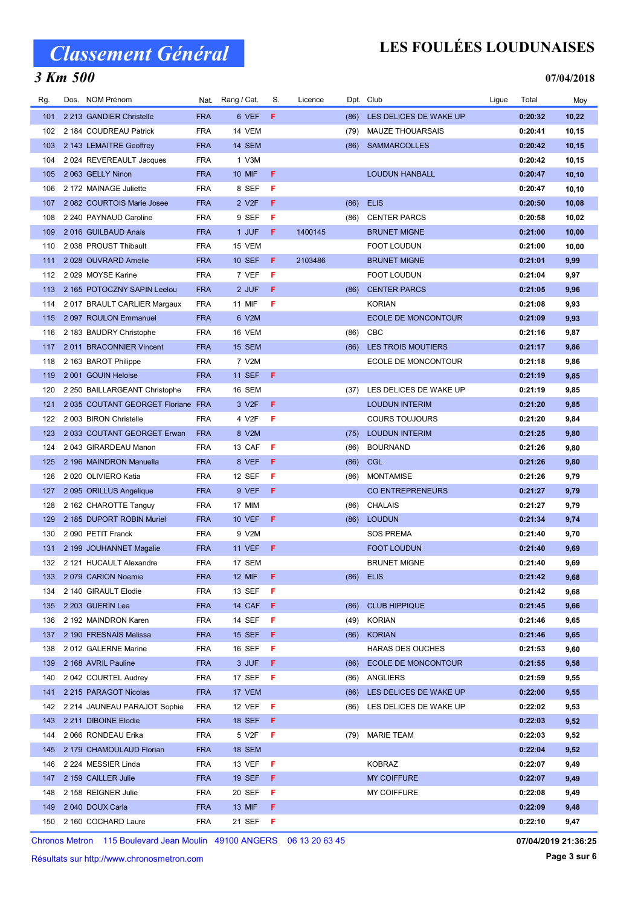# Classement Général

## LES FOULÉES LOUDUNAISES

### 3 Km 500

07/04/2018

| Rg. | Dos. | NOM Prénom | Nat. | Rang / Cat. | S. | Licence | Dpt. | Club | Ligue | Total | Moy |
|---|---|---|---|---|---|---|---|---|---|---|---|
| 101 | 2 213 | GANDIER Christelle | FRA | 6 VEF | F | | (86) | LES DELICES DE WAKE UP | | 0:20:32 | 10,22 |
| 102 | 2 184 | COUDREAU Patrick | FRA | 14 VEM | | | (79) | MAUZE THOUARSAIS | | 0:20:41 | 10,15 |
| 103 | 2 143 | LEMAITRE Geoffrey | FRA | 14 SEM | | | (86) | SAMMARCOLLES | | 0:20:42 | 10,15 |
| 104 | 2 024 | REVEREAULT Jacques | FRA | 1 V3M | | | | | | 0:20:42 | 10,15 |
| 105 | 2 063 | GELLY Ninon | FRA | 10 MIF | F | | | LOUDUN HANBALL | | 0:20:47 | 10,10 |
| 106 | 2 172 | MAINAGE Juliette | FRA | 8 SEF | F | | | | | 0:20:47 | 10,10 |
| 107 | 2 082 | COURTOIS Marie Josee | FRA | 2 V2F | F | | (86) | ELIS | | 0:20:50 | 10,08 |
| 108 | 2 240 | PAYNAUD Caroline | FRA | 9 SEF | F | | (86) | CENTER PARCS | | 0:20:58 | 10,02 |
| 109 | 2 016 | GUILBAUD Anais | FRA | 1 JUF | F | 1400145 | | BRUNET MIGNE | | 0:21:00 | 10,00 |
| 110 | 2 038 | PROUST Thibault | FRA | 15 VEM | | | | FOOT LOUDUN | | 0:21:00 | 10,00 |
| 111 | 2 028 | OUVRARD Amelie | FRA | 10 SEF | F | 2103486 | | BRUNET MIGNE | | 0:21:01 | 9,99 |
| 112 | 2 029 | MOYSE Karine | FRA | 7 VEF | F | | | FOOT LOUDUN | | 0:21:04 | 9,97 |
| 113 | 2 165 | POTOCZNY SAPIN Leelou | FRA | 2 JUF | F | | (86) | CENTER PARCS | | 0:21:05 | 9,96 |
| 114 | 2 017 | BRAULT CARLIER Margaux | FRA | 11 MIF | F | | | KORIAN | | 0:21:08 | 9,93 |
| 115 | 2 097 | ROULON Emmanuel | FRA | 6 V2M | | | | ECOLE DE MONCONTOUR | | 0:21:09 | 9,93 |
| 116 | 2 183 | BAUDRY Christophe | FRA | 16 VEM | | | (86) | CBC | | 0:21:16 | 9,87 |
| 117 | 2 011 | BRACONNIER Vincent | FRA | 15 SEM | | | (86) | LES TROIS MOUTIERS | | 0:21:17 | 9,86 |
| 118 | 2 163 | BAROT Philippe | FRA | 7 V2M | | | | ECOLE DE MONCONTOUR | | 0:21:18 | 9,86 |
| 119 | 2 001 | GOUIN Heloise | FRA | 11 SEF | F | | | | | 0:21:19 | 9,85 |
| 120 | 2 250 | BAILLARGEANT Christophe | FRA | 16 SEM | | | (37) | LES DELICES DE WAKE UP | | 0:21:19 | 9,85 |
| 121 | 2 035 | COUTANT GEORGET Floriane | FRA | 3 V2F | F | | | LOUDUN INTERIM | | 0:21:20 | 9,85 |
| 122 | 2 003 | BIRON Christelle | FRA | 4 V2F | F | | | COURS TOUJOURS | | 0:21:20 | 9,84 |
| 123 | 2 033 | COUTANT GEORGET Erwan | FRA | 8 V2M | | | (75) | LOUDUN INTERIM | | 0:21:25 | 9,80 |
| 124 | 2 043 | GIRARDEAU Manon | FRA | 13 CAF | F | | (86) | BOURNAND | | 0:21:26 | 9,80 |
| 125 | 2 196 | MAINDRON Manuella | FRA | 8 VEF | F | | (86) | CGL | | 0:21:26 | 9,80 |
| 126 | 2 020 | OLIVIERO Katia | FRA | 12 SEF | F | | (86) | MONTAMISE | | 0:21:26 | 9,79 |
| 127 | 2 095 | ORILLUS Angelique | FRA | 9 VEF | F | | | CO ENTREPRENEURS | | 0:21:27 | 9,79 |
| 128 | 2 162 | CHAROTTE Tanguy | FRA | 17 MIM | | | (86) | CHALAIS | | 0:21:27 | 9,79 |
| 129 | 2 185 | DUPORT ROBIN Muriel | FRA | 10 VEF | F | | (86) | LOUDUN | | 0:21:34 | 9,74 |
| 130 | 2 090 | PETIT Franck | FRA | 9 V2M | | | | SOS PREMA | | 0:21:40 | 9,70 |
| 131 | 2 199 | JOUHANNET Magalie | FRA | 11 VEF | F | | | FOOT LOUDUN | | 0:21:40 | 9,69 |
| 132 | 2 121 | HUCAULT Alexandre | FRA | 17 SEM | | | | BRUNET MIGNE | | 0:21:40 | 9,69 |
| 133 | 2 079 | CARION Noemie | FRA | 12 MIF | F | | (86) | ELIS | | 0:21:42 | 9,68 |
| 134 | 2 140 | GIRAULT Elodie | FRA | 13 SEF | F | | | | | 0:21:42 | 9,68 |
| 135 | 2 203 | GUERIN Lea | FRA | 14 CAF | F | | (86) | CLUB HIPPIQUE | | 0:21:45 | 9,66 |
| 136 | 2 192 | MAINDRON Karen | FRA | 14 SEF | F | | (49) | KORIAN | | 0:21:46 | 9,65 |
| 137 | 2 190 | FRESNAIS Melissa | FRA | 15 SEF | F | | (86) | KORIAN | | 0:21:46 | 9,65 |
| 138 | 2 012 | GALERNE Marine | FRA | 16 SEF | F | | | HARAS DES OUCHES | | 0:21:53 | 9,60 |
| 139 | 2 168 | AVRIL Pauline | FRA | 3 JUF | F | | (86) | ECOLE DE MONCONTOUR | | 0:21:55 | 9,58 |
| 140 | 2 042 | COURTEL Audrey | FRA | 17 SEF | F | | (86) | ANGLIERS | | 0:21:59 | 9,55 |
| 141 | 2 215 | PARAGOT Nicolas | FRA | 17 VEM | | | (86) | LES DELICES DE WAKE UP | | 0:22:00 | 9,55 |
| 142 | 2 214 | JAUNEAU PARAJOT Sophie | FRA | 12 VEF | F | | (86) | LES DELICES DE WAKE UP | | 0:22:02 | 9,53 |
| 143 | 2 211 | DIBOINE Elodie | FRA | 18 SEF | F | | | | | 0:22:03 | 9,52 |
| 144 | 2 066 | RONDEAU Erika | FRA | 5 V2F | F | | (79) | MARIE TEAM | | 0:22:03 | 9,52 |
| 145 | 2 179 | CHAMOULAUD Florian | FRA | 18 SEM | | | | | | 0:22:04 | 9,52 |
| 146 | 2 224 | MESSIER Linda | FRA | 13 VEF | F | | | KOBRAZ | | 0:22:07 | 9,49 |
| 147 | 2 159 | CAILLER Julie | FRA | 19 SEF | F | | | MY COIFFURE | | 0:22:07 | 9,49 |
| 148 | 2 158 | REIGNER Julie | FRA | 20 SEF | F | | | MY COIFFURE | | 0:22:08 | 9,49 |
| 149 | 2 040 | DOUX Carla | FRA | 13 MIF | F | | | | | 0:22:09 | 9,48 |
| 150 | 2 160 | COCHARD Laure | FRA | 21 SEF | F | | | | | 0:22:10 | 9,47 |

Chronos Metron 115 Boulevard Jean Moulin 49100 ANGERS 06 13 20 63 45

Résultats sur http://www.chronosmetron.com

07/04/2019 21:36:25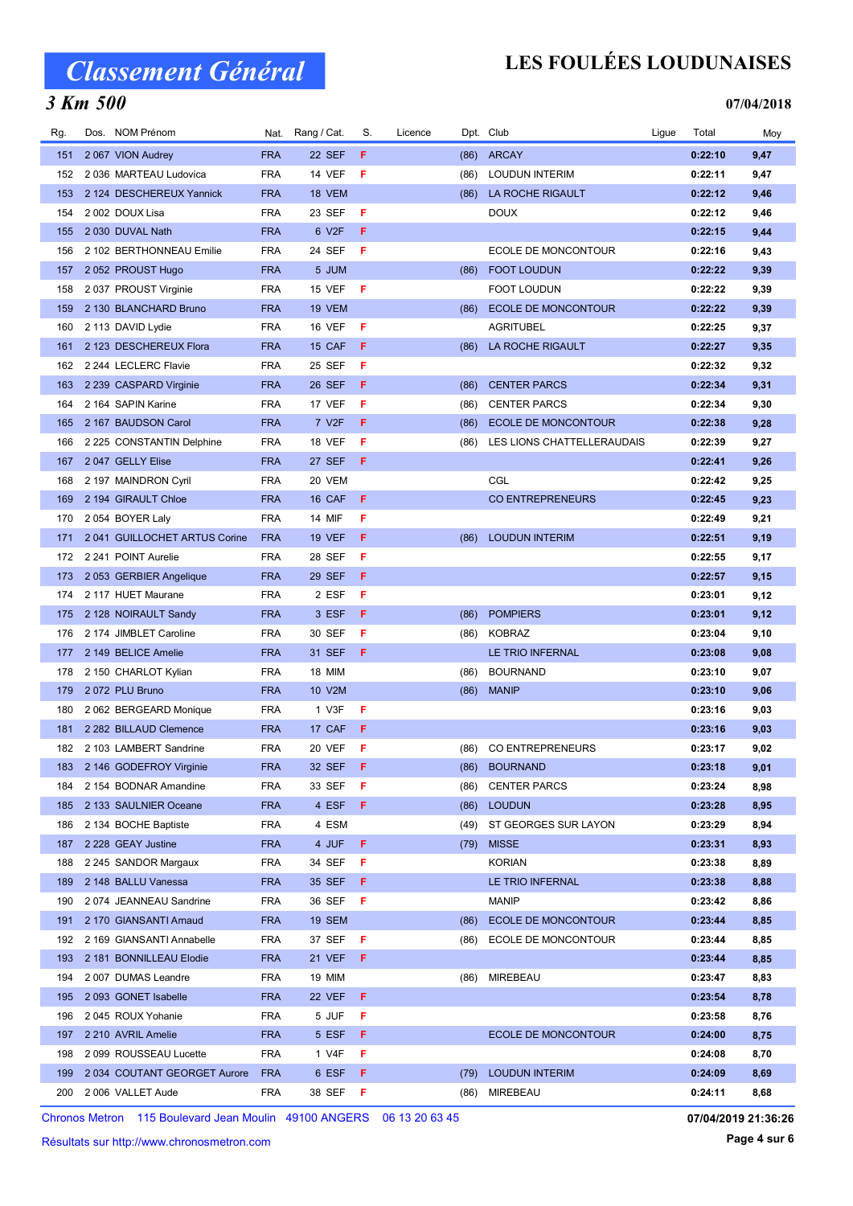# Classement Général

# LES FOULÉES LOUDUNAISES

## 3 Km 500

07/04/2018

| Rg. | Dos. | NOM Prénom | Nat. | Rang / Cat. | S. | Licence | Dpt. | Club | Ligue | Total | Moy |
|---|---|---|---|---|---|---|---|---|---|---|---|
| 151 | 2 067 | VION Audrey | FRA | 22 SEF | F | | (86) | ARCAY | | 0:22:10 | 9,47 |
| 152 | 2 036 | MARTEAU Ludovica | FRA | 14 VEF | F | | (86) | LOUDUN INTERIM | | 0:22:11 | 9,47 |
| 153 | 2 124 | DESCHEREUX Yannick | FRA | 18 VEM | | | (86) | LA ROCHE RIGAULT | | 0:22:12 | 9,46 |
| 154 | 2 002 | DOUX Lisa | FRA | 23 SEF | F | | | DOUX | | 0:22:12 | 9,46 |
| 155 | 2 030 | DUVAL Nath | FRA | 6 V2F | F | | | | | 0:22:15 | 9,44 |
| 156 | 2 102 | BERTHONNEAU Emilie | FRA | 24 SEF | F | | | ECOLE DE MONCONTOUR | | 0:22:16 | 9,43 |
| 157 | 2 052 | PROUST Hugo | FRA | 5 JUM | | | (86) | FOOT LOUDUN | | 0:22:22 | 9,39 |
| 158 | 2 037 | PROUST Virginie | FRA | 15 VEF | F | | | FOOT LOUDUN | | 0:22:22 | 9,39 |
| 159 | 2 130 | BLANCHARD Bruno | FRA | 19 VEM | | | (86) | ECOLE DE MONCONTOUR | | 0:22:22 | 9,39 |
| 160 | 2 113 | DAVID Lydie | FRA | 16 VEF | F | | | AGRITUBEL | | 0:22:25 | 9,37 |
| 161 | 2 123 | DESCHEREUX Flora | FRA | 15 CAF | F | | (86) | LA ROCHE RIGAULT | | 0:22:27 | 9,35 |
| 162 | 2 244 | LECLERC Flavie | FRA | 25 SEF | F | | | | | 0:22:32 | 9,32 |
| 163 | 2 239 | CASPARD Virginie | FRA | 26 SEF | F | | (86) | CENTER PARCS | | 0:22:34 | 9,31 |
| 164 | 2 164 | SAPIN Karine | FRA | 17 VEF | F | | (86) | CENTER PARCS | | 0:22:34 | 9,30 |
| 165 | 2 167 | BAUDSON Carol | FRA | 7 V2F | F | | (86) | ECOLE DE MONCONTOUR | | 0:22:38 | 9,28 |
| 166 | 2 225 | CONSTANTIN Delphine | FRA | 18 VEF | F | | (86) | LES LIONS CHATTELLERAUDAIS | | 0:22:39 | 9,27 |
| 167 | 2 047 | GELLY Elise | FRA | 27 SEF | F | | | | | 0:22:41 | 9,26 |
| 168 | 2 197 | MAINDRON Cyril | FRA | 20 VEM | | | | CGL | | 0:22:42 | 9,25 |
| 169 | 2 194 | GIRAULT Chloe | FRA | 16 CAF | F | | | CO ENTREPRENEURS | | 0:22:45 | 9,23 |
| 170 | 2 054 | BOYER Laly | FRA | 14 MIF | F | | | | | 0:22:49 | 9,21 |
| 171 | 2 041 | GUILLOCHET ARTUS Corine | FRA | 19 VEF | F | | (86) | LOUDUN INTERIM | | 0:22:51 | 9,19 |
| 172 | 2 241 | POINT Aurelie | FRA | 28 SEF | F | | | | | 0:22:55 | 9,17 |
| 173 | 2 053 | GERBIER Angelique | FRA | 29 SEF | F | | | | | 0:22:57 | 9,15 |
| 174 | 2 117 | HUET Maurane | FRA | 2 ESF | F | | | | | 0:23:01 | 9,12 |
| 175 | 2 128 | NOIRAULT Sandy | FRA | 3 ESF | F | | (86) | POMPIERS | | 0:23:01 | 9,12 |
| 176 | 2 174 | JIMBLET Caroline | FRA | 30 SEF | F | | (86) | KOBRAZ | | 0:23:04 | 9,10 |
| 177 | 2 149 | BELICE Amelie | FRA | 31 SEF | F | | | LE TRIO INFERNAL | | 0:23:08 | 9,08 |
| 178 | 2 150 | CHARLOT Kylian | FRA | 18 MIM | | | (86) | BOURNAND | | 0:23:10 | 9,07 |
| 179 | 2 072 | PLU Bruno | FRA | 10 V2M | | | (86) | MANIP | | 0:23:10 | 9,06 |
| 180 | 2 062 | BERGEARD Monique | FRA | 1 V3F | F | | | | | 0:23:16 | 9,03 |
| 181 | 2 282 | BILLAUD Clemence | FRA | 17 CAF | F | | | | | 0:23:16 | 9,03 |
| 182 | 2 103 | LAMBERT Sandrine | FRA | 20 VEF | F | | (86) | CO ENTREPRENEURS | | 0:23:17 | 9,02 |
| 183 | 2 146 | GODEFROY Virginie | FRA | 32 SEF | F | | (86) | BOURNAND | | 0:23:18 | 9,01 |
| 184 | 2 154 | BODNAR Amandine | FRA | 33 SEF | F | | (86) | CENTER PARCS | | 0:23:24 | 8,98 |
| 185 | 2 133 | SAULNIER Oceane | FRA | 4 ESF | F | | (86) | LOUDUN | | 0:23:28 | 8,95 |
| 186 | 2 134 | BOCHE Baptiste | FRA | 4 ESM | | | (49) | ST GEORGES SUR LAYON | | 0:23:29 | 8,94 |
| 187 | 2 228 | GEAY Justine | FRA | 4 JUF | F | | (79) | MISSE | | 0:23:31 | 8,93 |
| 188 | 2 245 | SANDOR Margaux | FRA | 34 SEF | F | | | KORIAN | | 0:23:38 | 8,89 |
| 189 | 2 148 | BALLU Vanessa | FRA | 35 SEF | F | | | LE TRIO INFERNAL | | 0:23:38 | 8,88 |
| 190 | 2 074 | JEANNEAU Sandrine | FRA | 36 SEF | F | | | MANIP | | 0:23:42 | 8,86 |
| 191 | 2 170 | GIANSANTI Arnaud | FRA | 19 SEM | | | (86) | ECOLE DE MONCONTOUR | | 0:23:44 | 8,85 |
| 192 | 2 169 | GIANSANTI Annabelle | FRA | 37 SEF | F | | (86) | ECOLE DE MONCONTOUR | | 0:23:44 | 8,85 |
| 193 | 2 181 | BONNILLEAU Elodie | FRA | 21 VEF | F | | | | | 0:23:44 | 8,85 |
| 194 | 2 007 | DUMAS Leandre | FRA | 19 MIM | | | (86) | MIREBEAU | | 0:23:47 | 8,83 |
| 195 | 2 093 | GONET Isabelle | FRA | 22 VEF | F | | | | | 0:23:54 | 8,78 |
| 196 | 2 045 | ROUX Yohanie | FRA | 5 JUF | F | | | | | 0:23:58 | 8,76 |
| 197 | 2 210 | AVRIL Amelie | FRA | 5 ESF | F | | | ECOLE DE MONCONTOUR | | 0:24:00 | 8,75 |
| 198 | 2 099 | ROUSSEAU Lucette | FRA | 1 V4F | F | | | | | 0:24:08 | 8,70 |
| 199 | 2 034 | COUTANT GEORGET Aurore | FRA | 6 ESF | F | | (79) | LOUDUN INTERIM | | 0:24:09 | 8,69 |
| 200 | 2 006 | VALLET Aude | FRA | 38 SEF | F | | (86) | MIREBEAU | | 0:24:11 | 8,68 |

Chronos Metron 115 Boulevard Jean Moulin 49100 ANGERS 06 13 20 63 45

07/04/2019 21:36:26

Résultats sur http://www.chronosmetron.com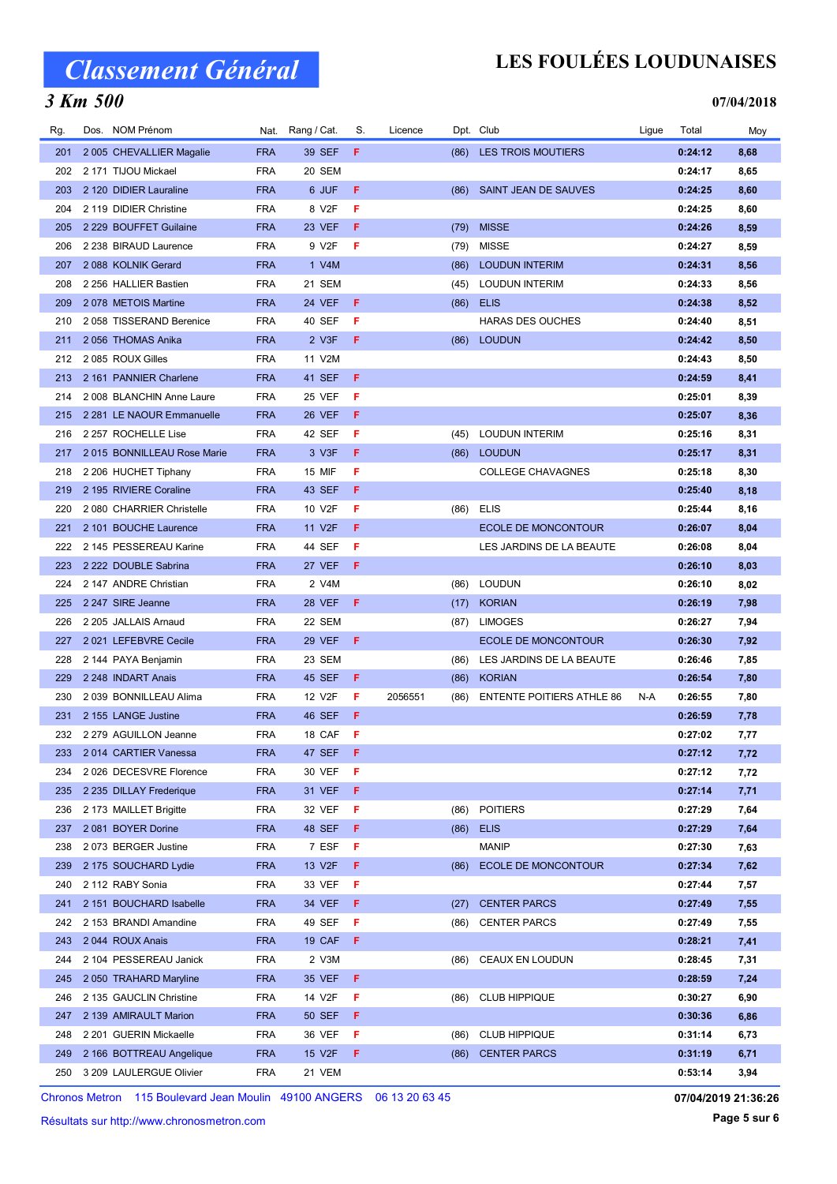# Classement Général

## LES FOULÉES LOUDUNAISES

### 3 Km 500

**07/04/2018**

| Rg. | Dos. | NOM Prénom | Nat. | Rang / Cat. | S. | Licence | Dpt. | Club | Ligue | Total | Moy |
|---|---|---|---|---|---|---|---|---|---|---|---|
| 201 | 2 005 | CHEVALLIER Magalie | FRA | 39 SEF | F | | (86) | LES TROIS MOUTIERS | | 0:24:12 | 8,68 |
| 202 | 2 171 | TIJOU Mickael | FRA | 20 SEM | | | | | | 0:24:17 | 8,65 |
| 203 | 2 120 | DIDIER Lauraline | FRA | 6 JUF | F | | (86) | SAINT JEAN DE SAUVES | | 0:24:25 | 8,60 |
| 204 | 2 119 | DIDIER Christine | FRA | 8 V2F | F | | | | | 0:24:25 | 8,60 |
| 205 | 2 229 | BOUFFET Guilaine | FRA | 23 VEF | F | | (79) | MISSE | | 0:24:26 | 8,59 |
| 206 | 2 238 | BIRAUD Laurence | FRA | 9 V2F | F | | (79) | MISSE | | 0:24:27 | 8,59 |
| 207 | 2 088 | KOLNIK Gerard | FRA | 1 V4M | | | (86) | LOUDUN INTERIM | | 0:24:31 | 8,56 |
| 208 | 2 256 | HALLIER Bastien | FRA | 21 SEM | | | (45) | LOUDUN INTERIM | | 0:24:33 | 8,56 |
| 209 | 2 078 | METOIS Martine | FRA | 24 VEF | F | | (86) | ELIS | | 0:24:38 | 8,52 |
| 210 | 2 058 | TISSERAND Berenice | FRA | 40 SEF | F | | | HARAS DES OUCHES | | 0:24:40 | 8,51 |
| 211 | 2 056 | THOMAS Anika | FRA | 2 V3F | F | | (86) | LOUDUN | | 0:24:42 | 8,50 |
| 212 | 2 085 | ROUX Gilles | FRA | 11 V2M | | | | | | 0:24:43 | 8,50 |
| 213 | 2 161 | PANNIER Charlene | FRA | 41 SEF | F | | | | | 0:24:59 | 8,41 |
| 214 | 2 008 | BLANCHIN Anne Laure | FRA | 25 VEF | F | | | | | 0:25:01 | 8,39 |
| 215 | 2 281 | LE NAOUR Emmanuelle | FRA | 26 VEF | F | | | | | 0:25:07 | 8,36 |
| 216 | 2 257 | ROCHELLE Lise | FRA | 42 SEF | F | | (45) | LOUDUN INTERIM | | 0:25:16 | 8,31 |
| 217 | 2 015 | BONNILLEAU Rose Marie | FRA | 3 V3F | F | | (86) | LOUDUN | | 0:25:17 | 8,31 |
| 218 | 2 206 | HUCHET Tiphany | FRA | 15 MIF | F | | | COLLEGE CHAVAGNES | | 0:25:18 | 8,30 |
| 219 | 2 195 | RIVIERE Coraline | FRA | 43 SEF | F | | | | | 0:25:40 | 8,18 |
| 220 | 2 080 | CHARRIER Christelle | FRA | 10 V2F | F | | (86) | ELIS | | 0:25:44 | 8,16 |
| 221 | 2 101 | BOUCHE Laurence | FRA | 11 V2F | F | | | ECOLE DE MONCONTOUR | | 0:26:07 | 8,04 |
| 222 | 2 145 | PESSEREAU Karine | FRA | 44 SEF | F | | | LES JARDINS DE LA BEAUTE | | 0:26:08 | 8,04 |
| 223 | 2 222 | DOUBLE Sabrina | FRA | 27 VEF | F | | | | | 0:26:10 | 8,03 |
| 224 | 2 147 | ANDRE Christian | FRA | 2 V4M | | | (86) | LOUDUN | | 0:26:10 | 8,02 |
| 225 | 2 247 | SIRE Jeanne | FRA | 28 VEF | F | | (17) | KORIAN | | 0:26:19 | 7,98 |
| 226 | 2 205 | JALLAIS Arnaud | FRA | 22 SEM | | | (87) | LIMOGES | | 0:26:27 | 7,94 |
| 227 | 2 021 | LEFEBVRE Cecile | FRA | 29 VEF | F | | | ECOLE DE MONCONTOUR | | 0:26:30 | 7,92 |
| 228 | 2 144 | PAYA Benjamin | FRA | 23 SEM | | | (86) | LES JARDINS DE LA BEAUTE | | 0:26:46 | 7,85 |
| 229 | 2 248 | INDART Anais | FRA | 45 SEF | F | | (86) | KORIAN | | 0:26:54 | 7,80 |
| 230 | 2 039 | BONNILLEAU Alima | FRA | 12 V2F | F | 2056551 | (86) | ENTENTE POITIERS ATHLE 86 | N-A | 0:26:55 | 7,80 |
| 231 | 2 155 | LANGE Justine | FRA | 46 SEF | F | | | | | 0:26:59 | 7,78 |
| 232 | 2 279 | AGUILLON Jeanne | FRA | 18 CAF | F | | | | | 0:27:02 | 7,77 |
| 233 | 2 014 | CARTIER Vanessa | FRA | 47 SEF | F | | | | | 0:27:12 | 7,72 |
| 234 | 2 026 | DECESVRE Florence | FRA | 30 VEF | F | | | | | 0:27:12 | 7,72 |
| 235 | 2 235 | DILLAY Frederique | FRA | 31 VEF | F | | | | | 0:27:14 | 7,71 |
| 236 | 2 173 | MAILLET Brigitte | FRA | 32 VEF | F | | (86) | POITIERS | | 0:27:29 | 7,64 |
| 237 | 2 081 | BOYER Dorine | FRA | 48 SEF | F | | (86) | ELIS | | 0:27:29 | 7,64 |
| 238 | 2 073 | BERGER Justine | FRA | 7 ESF | F | | | MANIP | | 0:27:30 | 7,63 |
| 239 | 2 175 | SOUCHARD Lydie | FRA | 13 V2F | F | | (86) | ECOLE DE MONCONTOUR | | 0:27:34 | 7,62 |
| 240 | 2 112 | RABY Sonia | FRA | 33 VEF | F | | | | | 0:27:44 | 7,57 |
| 241 | 2 151 | BOUCHARD Isabelle | FRA | 34 VEF | F | | (27) | CENTER PARCS | | 0:27:49 | 7,55 |
| 242 | 2 153 | BRANDI Amandine | FRA | 49 SEF | F | | (86) | CENTER PARCS | | 0:27:49 | 7,55 |
| 243 | 2 044 | ROUX Anais | FRA | 19 CAF | F | | | | | 0:28:21 | 7,41 |
| 244 | 2 104 | PESSEREAU Janick | FRA | 2 V3M | | | (86) | CEAUX EN LOUDUN | | 0:28:45 | 7,31 |
| 245 | 2 050 | TRAHARD Maryline | FRA | 35 VEF | F | | | | | 0:28:59 | 7,24 |
| 246 | 2 135 | GAUCLIN Christine | FRA | 14 V2F | F | | (86) | CLUB HIPPIQUE | | 0:30:27 | 6,90 |
| 247 | 2 139 | AMIRAULT Marion | FRA | 50 SEF | F | | | | | 0:30:36 | 6,86 |
| 248 | 2 201 | GUERIN Mickaelle | FRA | 36 VEF | F | | (86) | CLUB HIPPIQUE | | 0:31:14 | 6,73 |
| 249 | 2 166 | BOTTREAU Angelique | FRA | 15 V2F | F | | (86) | CENTER PARCS | | 0:31:19 | 6,71 |
| 250 | 3 209 | LAULERGUE Olivier | FRA | 21 VEM | | | | | | 0:53:14 | 3,94 |

Chronos Metron 115 Boulevard Jean Moulin 49100 ANGERS 06 13 20 63 45

Résultats sur http://www.chronosmetron.com

**07/04/2019 21:36:26**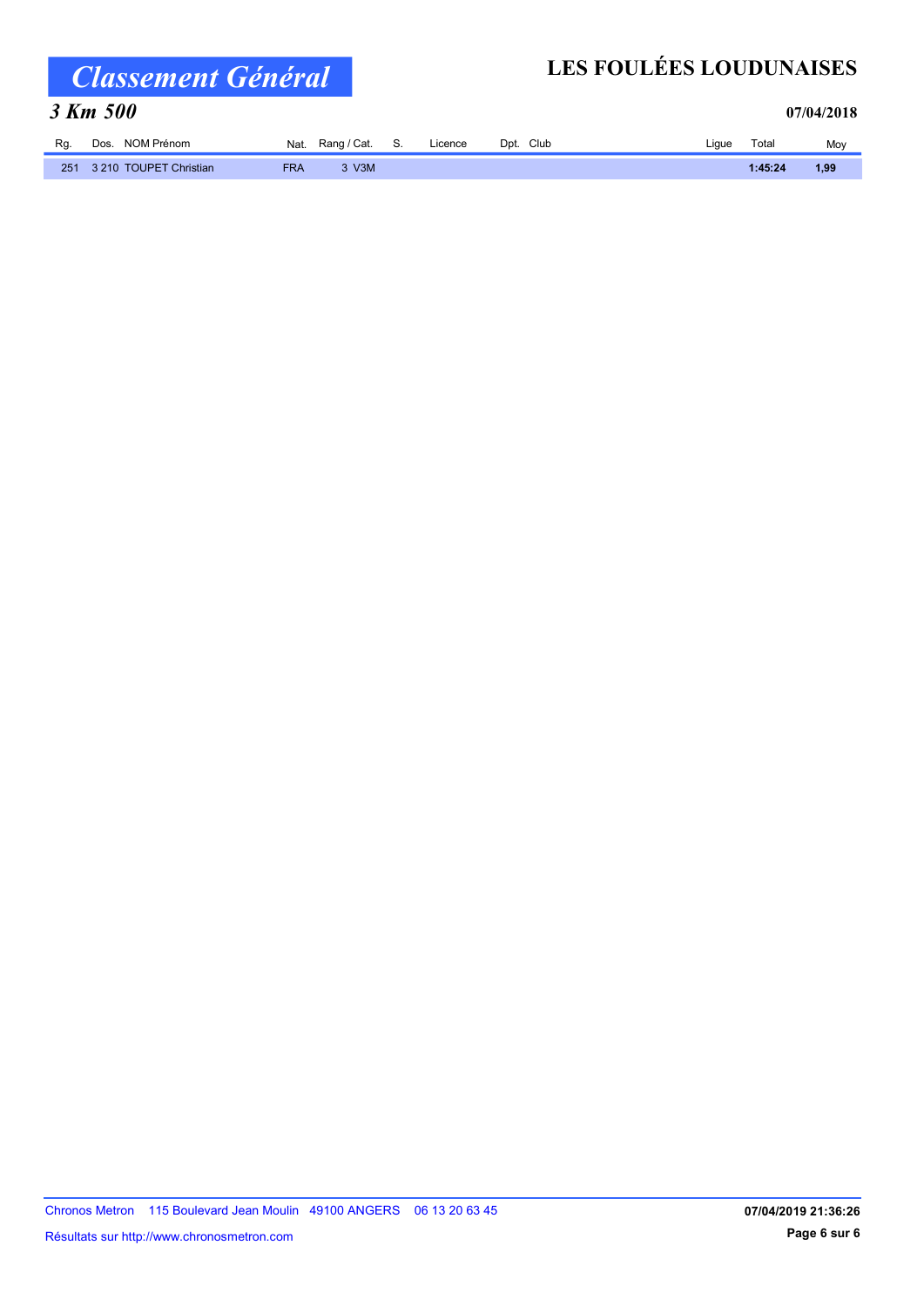# Classement Général

# LES FOULÉES LOUDUNAISES

## 3 Km 500

**07/04/2018**

| Rg. | Dos. | NOM Prénom | Nat. | Rang / Cat. | S. | Licence | Dpt. | Club | Ligue | Total | Moy |
|---|---|---|---|---|---|---|---|---|---|---|---|
| 251 | 3 210 | TOUPET Christian | FRA | 3 V3M | | | | | | **1:45:24** | **1,99** |

Chronos Metron 115 Boulevard Jean Moulin 49100 ANGERS 06 13 20 63 45

Résultats sur http://www.chronosmetron.com

**07/04/2019 21:36:26**